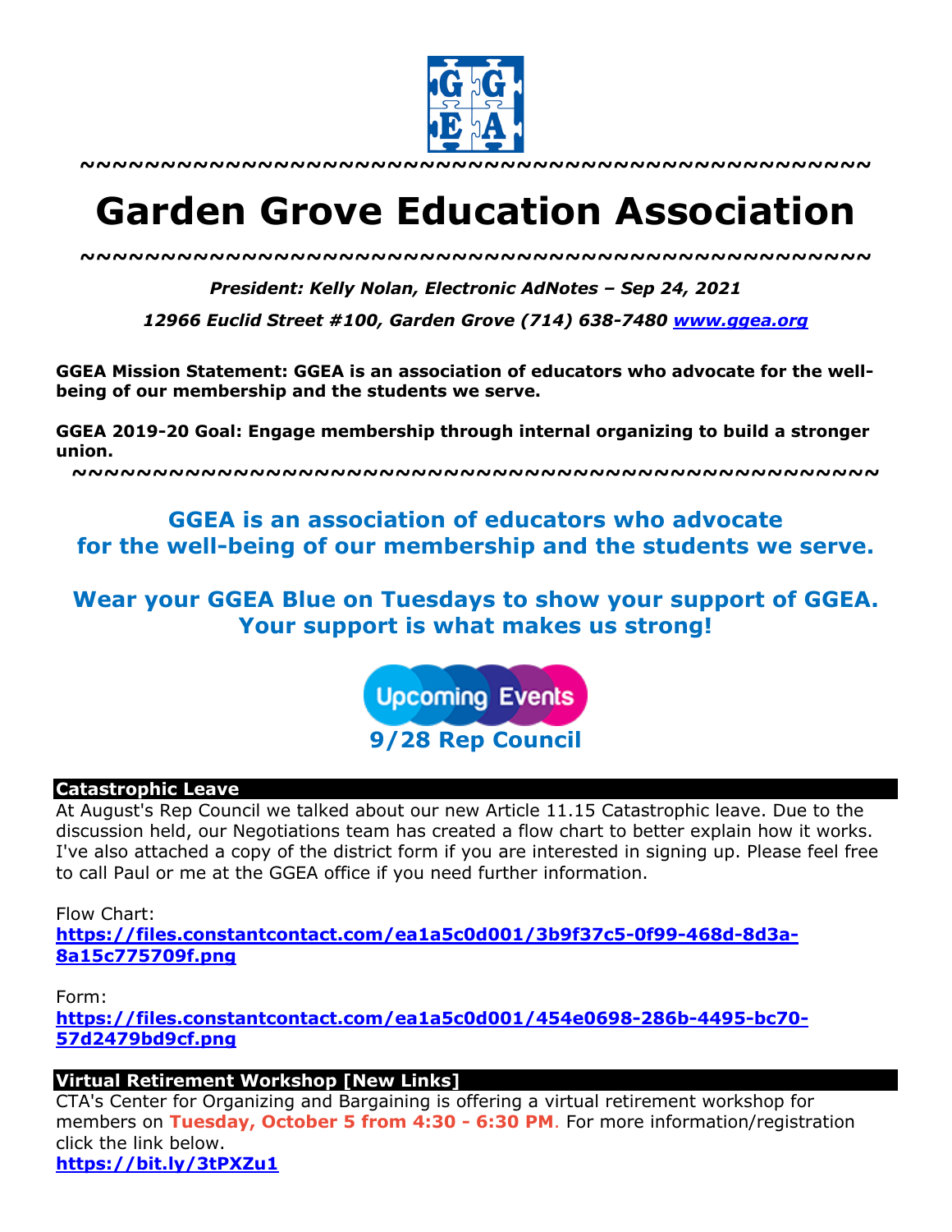~~~~~~~~~~~~~~~~~~~~~~~~~~~~~~~~~~~~~~~~~~~~~~~~~~~

# Garden Grove Education Association

~~~~~~~~~~~~~~~~~~~~~~~~~~~~~~~~~~~~~~~~~~~~~~~~~~~

***President: Kelly Nolan, Electronic AdNotes – Sep 24, 2021***

***12966 Euclid Street #100, Garden Grove (714) 638-7480 [www.ggea.org](http://www.ggea.org)***

**GGEA Mission Statement: GGEA is an association of educators who advocate for the well-being of our membership and the students we serve.**

**GGEA 2019-20 Goal: Engage membership through internal organizing to build a stronger union.**

~~~~~~~~~~~~~~~~~~~~~~~~~~~~~~~~~~~~~~~~~~~~~~~~~~~

**GGEA is an association of educators who advocate for the well-being of our membership and the students we serve.**

**Wear your GGEA Blue on Tuesdays to show your support of GGEA. Your support is what makes us strong!**

Upcoming Events

**9/28 Rep Council**

## Catastrophic Leave

At August's Rep Council we talked about our new Article 11.15 Catastrophic leave. Due to the discussion held, our Negotiations team has created a flow chart to better explain how it works. I've also attached a copy of the district form if you are interested in signing up. Please feel free to call Paul or me at the GGEA office if you need further information.

Flow Chart:
**https://files.constantcontact.com/ea1a5c0d001/3b9f37c5-0f99-468d-8d3a-8a15c775709f.png**

Form:
**https://files.constantcontact.com/ea1a5c0d001/454e0698-286b-4495-bc70-57d2479bd9cf.png**

## Virtual Retirement Workshop [New Links]

CTA's Center for Organizing and Bargaining is offering a virtual retirement workshop for members on **Tuesday, October 5 from 4:30 - 6:30 PM**. For more information/registration click the link below.
**https://bit.ly/3tPXZu1**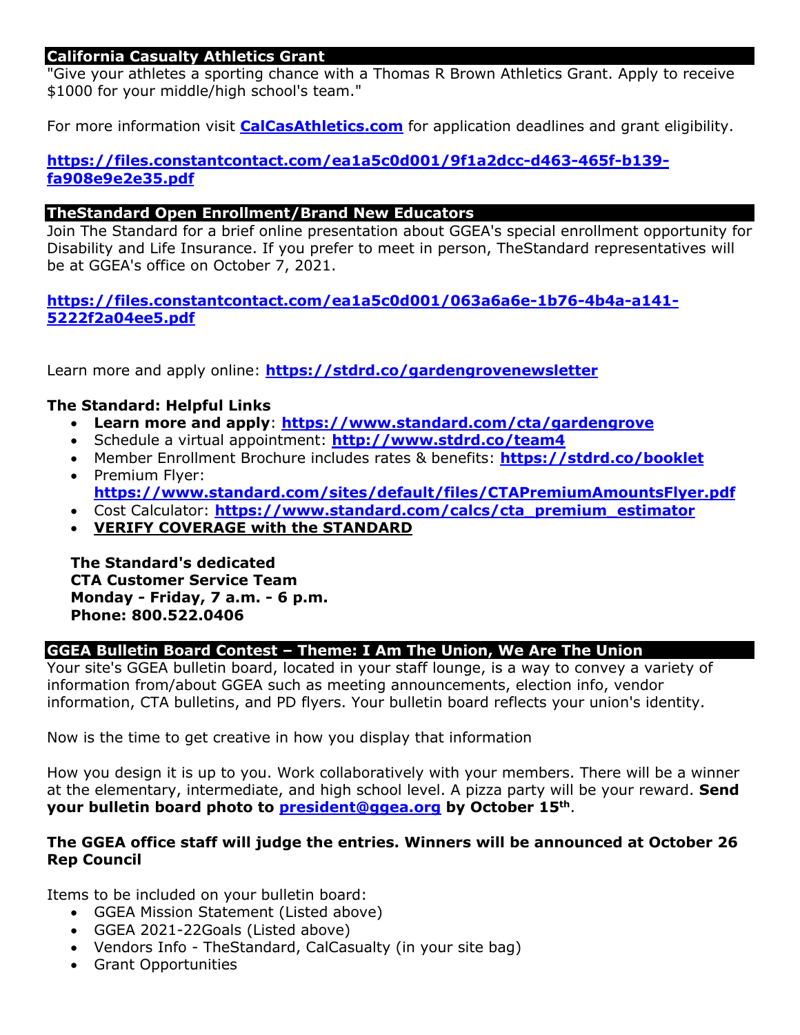## California Casualty Athletics Grant

"Give your athletes a sporting chance with a Thomas R Brown Athletics Grant. Apply to receive $1000 for your middle/high school's team."

For more information visit **[CalCasAthletics.com](CalCasAthletics.com)** for application deadlines and grant eligibility.

**[https://files.constantcontact.com/ea1a5c0d001/9f1a2dcc-d463-465f-b139-fa908e9e2e35.pdf](https://files.constantcontact.com/ea1a5c0d001/9f1a2dcc-d463-465f-b139-fa908e9e2e35.pdf)**

## TheStandard Open Enrollment/Brand New Educators

Join The Standard for a brief online presentation about GGEA's special enrollment opportunity for Disability and Life Insurance. If you prefer to meet in person, TheStandard representatives will be at GGEA's office on October 7, 2021.

**[https://files.constantcontact.com/ea1a5c0d001/063a6a6e-1b76-4b4a-a141-5222f2a04ee5.pdf](https://files.constantcontact.com/ea1a5c0d001/063a6a6e-1b76-4b4a-a141-5222f2a04ee5.pdf)**

Learn more and apply online: **[https://stdrd.co/gardengrovenewsletter](https://stdrd.co/gardengrovenewsletter)**

**The Standard: Helpful Links**

- **Learn more and apply**: **[https://www.standard.com/cta/gardengrove](https://www.standard.com/cta/gardengrove)**
- Schedule a virtual appointment: **[http://www.stdrd.co/team4](http://www.stdrd.co/team4)**
- Member Enrollment Brochure includes rates & benefits: **[https://stdrd.co/booklet](https://stdrd.co/booklet)**
- Premium Flyer: **[https://www.standard.com/sites/default/files/CTAPremiumAmountsFlyer.pdf](https://www.standard.com/sites/default/files/CTAPremiumAmountsFlyer.pdf)**
- Cost Calculator: **[https://www.standard.com/calcs/cta_premium_estimator](https://www.standard.com/calcs/cta_premium_estimator)**
- **VERIFY COVERAGE with the STANDARD**

**The Standard's dedicated**
**CTA Customer Service Team**
**Monday - Friday, 7 a.m. - 6 p.m.**
**Phone: 800.522.0406**

## GGEA Bulletin Board Contest – Theme: I Am The Union, We Are The Union

Your site's GGEA bulletin board, located in your staff lounge, is a way to convey a variety of information from/about GGEA such as meeting announcements, election info, vendor information, CTA bulletins, and PD flyers. Your bulletin board reflects your union's identity.

Now is the time to get creative in how you display that information

How you design it is up to you. Work collaboratively with your members. There will be a winner at the elementary, intermediate, and high school level. A pizza party will be your reward. **Send your bulletin board photo to [president@ggea.org](mailto:president@ggea.org) by October 15th**.

**The GGEA office staff will judge the entries. Winners will be announced at October 26 Rep Council**

Items to be included on your bulletin board:

- GGEA Mission Statement (Listed above)
- GGEA 2021-22Goals (Listed above)
- Vendors Info - TheStandard, CalCasualty (in your site bag)
- Grant Opportunities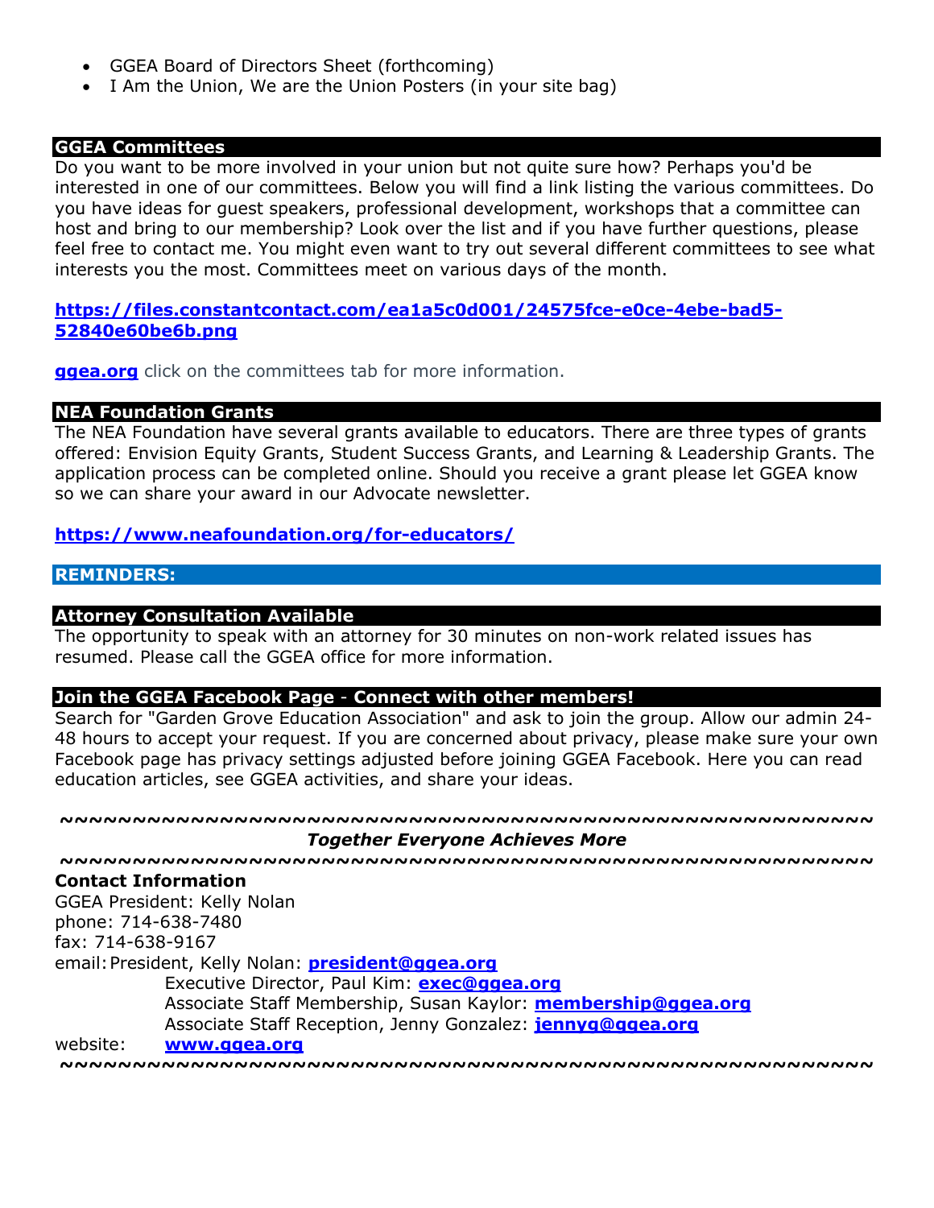- GGEA Board of Directors Sheet (forthcoming)
- I Am the Union, We are the Union Posters (in your site bag)

## GGEA Committees

Do you want to be more involved in your union but not quite sure how? Perhaps you'd be interested in one of our committees. Below you will find a link listing the various committees. Do you have ideas for guest speakers, professional development, workshops that a committee can host and bring to our membership? Look over the list and if you have further questions, please feel free to contact me. You might even want to try out several different committees to see what interests you the most. Committees meet on various days of the month.

**https://files.constantcontact.com/ea1a5c0d001/24575fce-e0ce-4ebe-bad5-52840e60be6b.png**

**ggea.org** click on the committees tab for more information.

## NEA Foundation Grants

The NEA Foundation have several grants available to educators. There are three types of grants offered: Envision Equity Grants, Student Success Grants, and Learning & Leadership Grants. The application process can be completed online. Should you receive a grant please let GGEA know so we can share your award in our Advocate newsletter.

**https://www.neafoundation.org/for-educators/**

## REMINDERS:

### Attorney Consultation Available

The opportunity to speak with an attorney for 30 minutes on non-work related issues has resumed. Please call the GGEA office for more information.

### Join the GGEA Facebook Page - Connect with other members!

Search for "Garden Grove Education Association" and ask to join the group. Allow our admin 24-48 hours to accept your request. If you are concerned about privacy, please make sure your own Facebook page has privacy settings adjusted before joining GGEA Facebook. Here you can read education articles, see GGEA activities, and share your ideas.

~~~~~~~~~~~~~~~~~~~~~~~~~~~~~~~~~~~~~~~~~~~~~~~~~~~~~~~

***Together Everyone Achieves More***

~~~~~~~~~~~~~~~~~~~~~~~~~~~~~~~~~~~~~~~~~~~~~~~~~~~~~~~

**Contact Information**

GGEA President: Kelly Nolan
phone: 714-638-7480
fax: 714-638-9167
email: President, Kelly Nolan: **president@ggea.org**
Executive Director, Paul Kim: **exec@ggea.org**
Associate Staff Membership, Susan Kaylor: **membership@ggea.org**
Associate Staff Reception, Jenny Gonzalez: **jennyg@ggea.org**
website: **www.ggea.org**

~~~~~~~~~~~~~~~~~~~~~~~~~~~~~~~~~~~~~~~~~~~~~~~~~~~~~~~